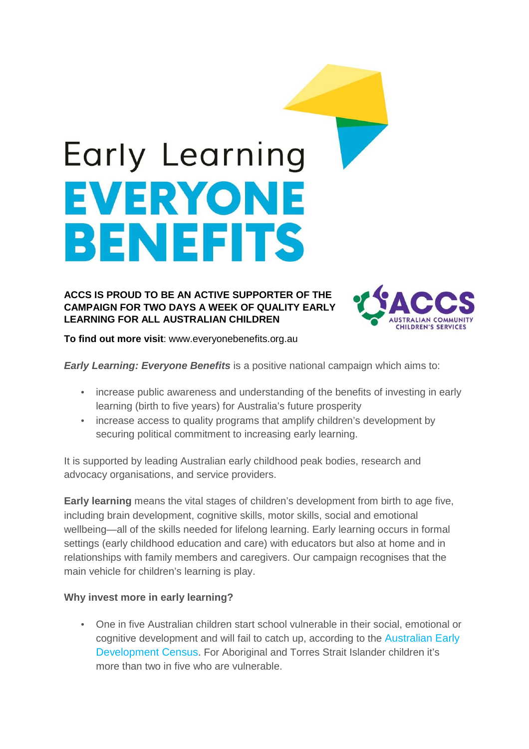# Early Learning EVERYONE BENEFITS

**ACCS IS PROUD TO BE AN ACTIVE SUPPORTER OF THE CAMPAIGN FOR TWO DAYS A WEEK OF QUALITY EARLY LEARNING FOR ALL AUSTRALIAN CHILDREN**

ACCS AUSTRALIAN COMMUNITY CHILDREN'S SERVICES

**To find out more visit**: www.everyonebenefits.org.au

***Early Learning: Everyone Benefits*** is a positive national campaign which aims to:

- increase public awareness and understanding of the benefits of investing in early learning (birth to five years) for Australia's future prosperity
- increase access to quality programs that amplify children's development by securing political commitment to increasing early learning.

It is supported by leading Australian early childhood peak bodies, research and advocacy organisations, and service providers.

**Early learning** means the vital stages of children's development from birth to age five, including brain development, cognitive skills, motor skills, social and emotional wellbeing—all of the skills needed for lifelong learning. Early learning occurs in formal settings (early childhood education and care) with educators but also at home and in relationships with family members and caregivers. Our campaign recognises that the main vehicle for children's learning is play.

**Why invest more in early learning?**

- One in five Australian children start school vulnerable in their social, emotional or cognitive development and will fail to catch up, according to the Australian Early Development Census. For Aboriginal and Torres Strait Islander children it's more than two in five who are vulnerable.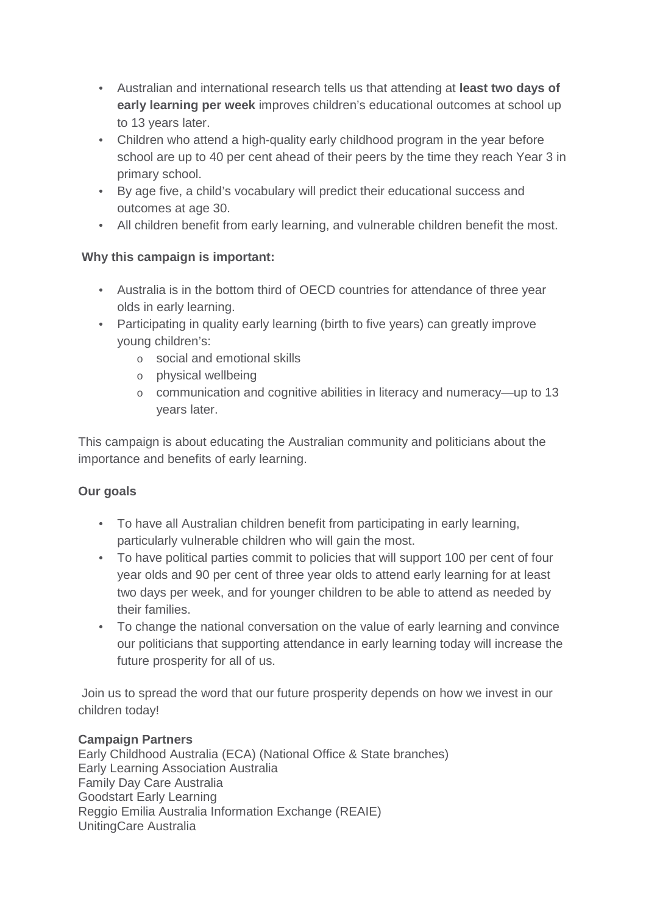- Australian and international research tells us that attending at **least two days of early learning per week** improves children's educational outcomes at school up to 13 years later.
- Children who attend a high-quality early childhood program in the year before school are up to 40 per cent ahead of their peers by the time they reach Year 3 in primary school.
- By age five, a child's vocabulary will predict their educational success and outcomes at age 30.
- All children benefit from early learning, and vulnerable children benefit the most.

**Why this campaign is important:**

- Australia is in the bottom third of OECD countries for attendance of three year olds in early learning.
- Participating in quality early learning (birth to five years) can greatly improve young children's:
    - social and emotional skills
    - physical wellbeing
    - communication and cognitive abilities in literacy and numeracy—up to 13 years later.

This campaign is about educating the Australian community and politicians about the importance and benefits of early learning.

**Our goals**

- To have all Australian children benefit from participating in early learning, particularly vulnerable children who will gain the most.
- To have political parties commit to policies that will support 100 per cent of four year olds and 90 per cent of three year olds to attend early learning for at least two days per week, and for younger children to be able to attend as needed by their families.
- To change the national conversation on the value of early learning and convince our politicians that supporting attendance in early learning today will increase the future prosperity for all of us.

Join us to spread the word that our future prosperity depends on how we invest in our children today!

**Campaign Partners**
Early Childhood Australia (ECA) (National Office & State branches)
Early Learning Association Australia
Family Day Care Australia
Goodstart Early Learning
Reggio Emilia Australia Information Exchange (REAIE)
UnitingCare Australia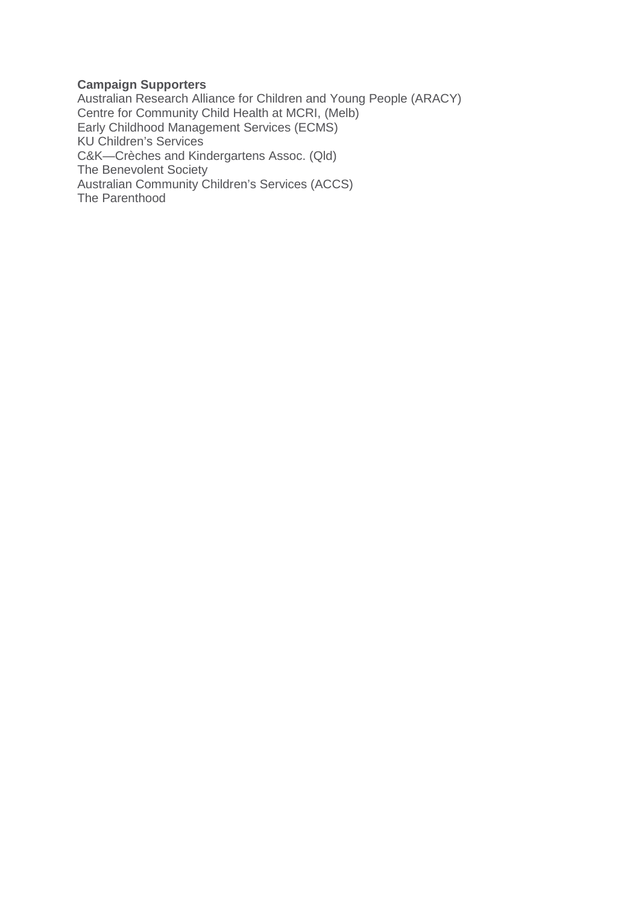**Campaign Supporters**

Australian Research Alliance for Children and Young People (ARACY)
Centre for Community Child Health at MCRI, (Melb)
Early Childhood Management Services (ECMS)
KU Children's Services
C&K—Crèches and Kindergartens Assoc. (Qld)
The Benevolent Society
Australian Community Children's Services (ACCS)
The Parenthood